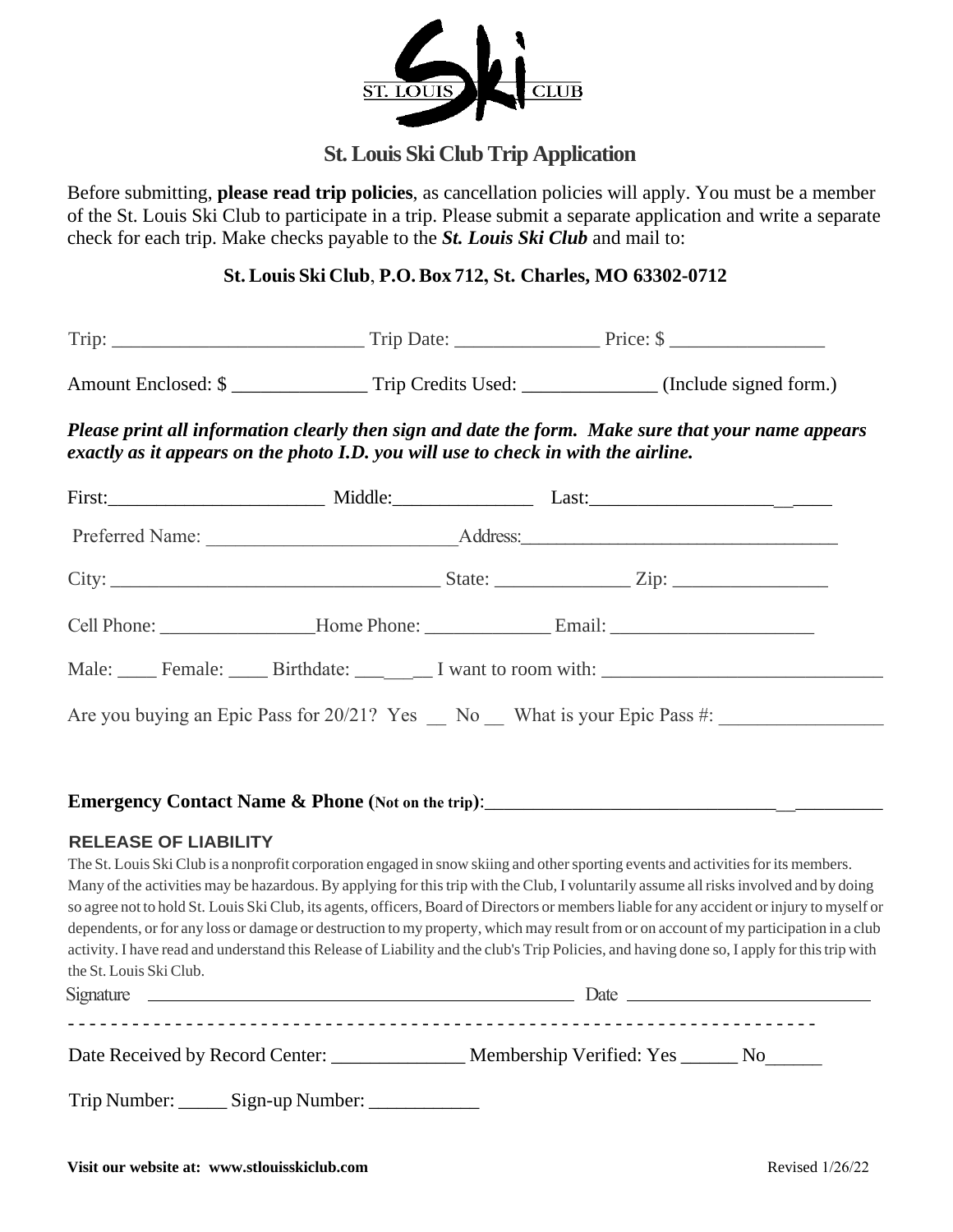ST. LOUIS Ski CLUB

# St. Louis Ski Club Trip Application

Before submitting, **please read trip policies**, as cancellation policies will apply. You must be a member of the St. Louis Ski Club to participate in a trip. Please submit a separate application and write a separate check for each trip. Make checks payable to the ***St. Louis Ski Club*** and mail to:

**St. Louis Ski Club, P.O. Box 712, St. Charles, MO 63302-0712**

Trip: __________________________ Trip Date: _______________ Price: $ ________________

Amount Enclosed: $ ______________ Trip Credits Used: ______________ (Include signed form.)

***Please print all information clearly then sign and date the form. Make sure that your name appears exactly as it appears on the photo I.D. you will use to check in with the airline.***

First:______________________ Middle:______________ Last:________________________

Preferred Name: __________________________ Address:_________________________________

City: __________________________________ State: ______________ Zip: ________________

Cell Phone: ________________Home Phone: _____________ Email: _____________________

Male: ____ Female: ____ Birthdate: _________ I want to room with: ____________________________

Are you buying an Epic Pass for 20/21? Yes __ No __ What is your Epic Pass #: ________________

**Emergency Contact Name & Phone (Not on the trip)**:__________________________________________

**RELEASE OF LIABILITY**

The St. Louis Ski Club is a nonprofit corporation engaged in snow skiing and other sporting events and activities for its members. Many of the activities may be hazardous. By applying for this trip with the Club, I voluntarily assume all risks involved and by doing so agree not to hold St. Louis Ski Club, its agents, officers, Board of Directors or members liable for any accident or injury to myself or dependents, or for any loss or damage or destruction to my property, which may result from or on account of my participation in a club activity. I have read and understand this Release of Liability and the club's Trip Policies, and having done so, I apply for this trip with the St. Louis Ski Club.

Signature _______________________________________________ Date ___________________________

- - - - - - - - - - - - - - - - - - - - - - - - - - - - - - - - - - - - - - - - - - - - - - - - - - - - - - - - - - - - - - - - - - -

Date Received by Record Center: ______________ Membership Verified: Yes ______ No______

Trip Number: _____ Sign-up Number: ___________

**Visit our website at: www.stlouisskiclub.com** Revised 1/26/22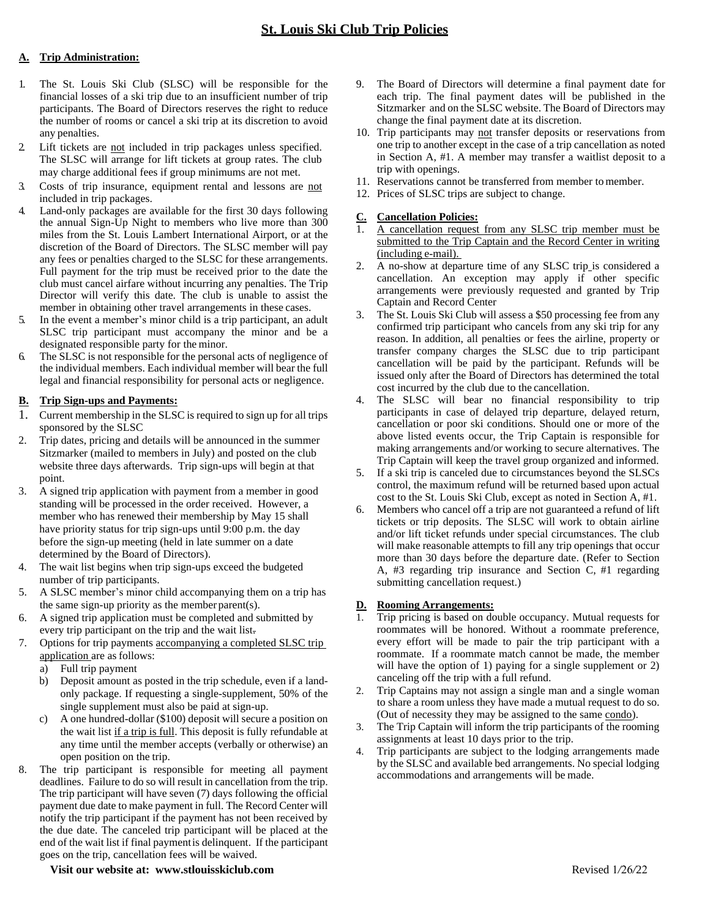# St. Louis Ski Club Trip Policies

## A. Trip Administration:

1. The St. Louis Ski Club (SLSC) will be responsible for the financial losses of a ski trip due to an insufficient number of trip participants. The Board of Directors reserves the right to reduce the number of rooms or cancel a ski trip at its discretion to avoid any penalties.
2. Lift tickets are not included in trip packages unless specified. The SLSC will arrange for lift tickets at group rates. The club may charge additional fees if group minimums are not met.
3. Costs of trip insurance, equipment rental and lessons are not included in trip packages.
4. Land-only packages are available for the first 30 days following the annual Sign-Up Night to members who live more than 300 miles from the St. Louis Lambert International Airport, or at the discretion of the Board of Directors. The SLSC member will pay any fees or penalties charged to the SLSC for these arrangements. Full payment for the trip must be received prior to the date the club must cancel airfare without incurring any penalties. The Trip Director will verify this date. The club is unable to assist the member in obtaining other travel arrangements in these cases.
5. In the event a member's minor child is a trip participant, an adult SLSC trip participant must accompany the minor and be a designated responsible party for the minor.
6. The SLSC is not responsible for the personal acts of negligence of the individual members. Each individual member will bear the full legal and financial responsibility for personal acts or negligence.

## B. Trip Sign-ups and Payments:

1. Current membership in the SLSC is required to sign up for all trips sponsored by the SLSC
2. Trip dates, pricing and details will be announced in the summer Sitzmarker (mailed to members in July) and posted on the club website three days afterwards. Trip sign-ups will begin at that point.
3. A signed trip application with payment from a member in good standing will be processed in the order received. However, a member who has renewed their membership by May 15 shall have priority status for trip sign-ups until 9:00 p.m. the day before the sign-up meeting (held in late summer on a date determined by the Board of Directors).
4. The wait list begins when trip sign-ups exceed the budgeted number of trip participants.
5. A SLSC member's minor child accompanying them on a trip has the same sign-up priority as the member parent(s).
6. A signed trip application must be completed and submitted by every trip participant on the trip and the wait list.
7. Options for trip payments accompanying a completed SLSC trip application are as follows:
   a) Full trip payment
   b) Deposit amount as posted in the trip schedule, even if a land-only package. If requesting a single-supplement, 50% of the single supplement must also be paid at sign-up.
   c) A one hundred-dollar ($100) deposit will secure a position on the wait list if a trip is full. This deposit is fully refundable at any time until the member accepts (verbally or otherwise) an open position on the trip.
8. The trip participant is responsible for meeting all payment deadlines. Failure to do so will result in cancellation from the trip. The trip participant will have seven (7) days following the official payment due date to make payment in full. The Record Center will notify the trip participant if the payment has not been received by the due date. The canceled trip participant will be placed at the end of the wait list if final payment is delinquent. If the participant goes on the trip, cancellation fees will be waived.
9. The Board of Directors will determine a final payment date for each trip. The final payment dates will be published in the Sitzmarker and on the SLSC website. The Board of Directors may change the final payment date at its discretion.
10. Trip participants may not transfer deposits or reservations from one trip to another except in the case of a trip cancellation as noted in Section A, #1. A member may transfer a waitlist deposit to a trip with openings.
11. Reservations cannot be transferred from member to member.
12. Prices of SLSC trips are subject to change.

## C. Cancellation Policies:

1. A cancellation request from any SLSC trip member must be submitted to the Trip Captain and the Record Center in writing (including e-mail).
2. A no-show at departure time of any SLSC trip is considered a cancellation. An exception may apply if other specific arrangements were previously requested and granted by Trip Captain and Record Center
3. The St. Louis Ski Club will assess a $50 processing fee from any confirmed trip participant who cancels from any ski trip for any reason. In addition, all penalties or fees the airline, property or transfer company charges the SLSC due to trip participant cancellation will be paid by the participant. Refunds will be issued only after the Board of Directors has determined the total cost incurred by the club due to the cancellation.
4. The SLSC will bear no financial responsibility to trip participants in case of delayed trip departure, delayed return, cancellation or poor ski conditions. Should one or more of the above listed events occur, the Trip Captain is responsible for making arrangements and/or working to secure alternatives. The Trip Captain will keep the travel group organized and informed.
5. If a ski trip is canceled due to circumstances beyond the SLSCs control, the maximum refund will be returned based upon actual cost to the St. Louis Ski Club, except as noted in Section A, #1.
6. Members who cancel off a trip are not guaranteed a refund of lift tickets or trip deposits. The SLSC will work to obtain airline and/or lift ticket refunds under special circumstances. The club will make reasonable attempts to fill any trip openings that occur more than 30 days before the departure date. (Refer to Section A, #3 regarding trip insurance and Section C, #1 regarding submitting cancellation request.)

## D. Rooming Arrangements:

1. Trip pricing is based on double occupancy. Mutual requests for roommates will be honored. Without a roommate preference, every effort will be made to pair the trip participant with a roommate. If a roommate match cannot be made, the member will have the option of 1) paying for a single supplement or 2) canceling off the trip with a full refund.
2. Trip Captains may not assign a single man and a single woman to share a room unless they have made a mutual request to do so. (Out of necessity they may be assigned to the same condo).
3. The Trip Captain will inform the trip participants of the rooming assignments at least 10 days prior to the trip.
4. Trip participants are subject to the lodging arrangements made by the SLSC and available bed arrangements. No special lodging accommodations and arrangements will be made.

**Visit our website at: www.stlouisskiclub.com**

Revised 1/26/22